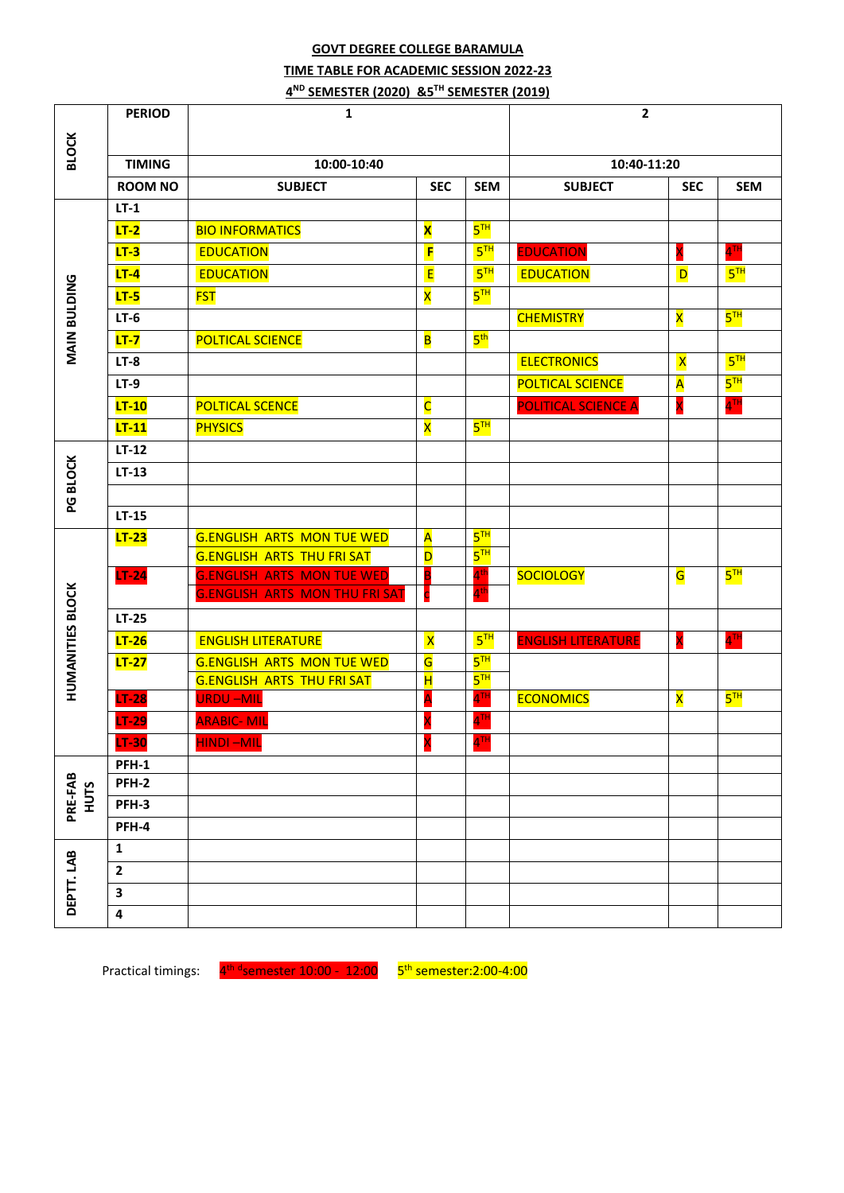**GOVT DEGREE COLLEGE BARAMULA**

**TIME TABLE FOR ACADEMIC SESSION 2022-23**

**4ND SEMESTER (2020) &5TH SEMESTER (2019)**

| BLOCK | PERIOD | 1 | | | 2 | | |
|---|---|---|---|---|---|---|---|
| | TIMING | 10:00-10:40 | | | 10:40-11:20 | | |
| | ROOM NO | SUBJECT | SEC | SEM | SUBJECT | SEC | SEM |
| MAIN BULDING | LT-1 | | | | | | |
| | LT-2 | BIO INFORMATICS | X | 5TH | | | |
| | LT-3 | EDUCATION | F | 5TH | EDUCATION | X | 4TH |
| | LT-4 | EDUCATION | E | 5TH | EDUCATION | D | 5TH |
| | LT-5 | FST | X | 5TH | | | |
| | LT-6 | | | | CHEMISTRY | X | 5TH |
| | LT-7 | POLTICAL SCIENCE | B | 5th | | | |
| | LT-8 | | | | ELECTRONICS | X | 5TH |
| | LT-9 | | | | POLTICAL SCIENCE | A | 5TH |
| | LT-10 | POLTICAL SCENCE | C | | POLITICAL SCIENCE A | X | 4TH |
| | LT-11 | PHYSICS | X | 5TH | | | |
| PG BLOCK | LT-12 | | | | | | |
| | LT-13 | | | | | | |
| | | | | | | | |
| | LT-15 | | | | | | |
| HUMANITIES BLOCK | LT-23 | G.ENGLISH ARTS MON TUE WED | A | 5TH | | | |
| | | G.ENGLISH ARTS THU FRI SAT | D | 5TH | | | |
| | LT-24 | G.ENGLISH ARTS MON TUE WED | B | 4th | SOCIOLOGY | G | 5TH |
| | | G.ENGLISH ARTS MON THU FRI SAT | c | 4th | | | |
| | LT-25 | | | | | | |
| | LT-26 | ENGLISH LITERATURE | X | 5TH | ENGLISH LITERATURE | X | 4TH |
| | LT-27 | G.ENGLISH ARTS MON TUE WED | G | 5TH | | | |
| | | G.ENGLISH ARTS THU FRI SAT | H | 5TH | | | |
| | LT-28 | URDU –MIL | A | 4TH | ECONOMICS | X | 5TH |
| | LT-29 | ARABIC- MIL | X | 4TH | | | |
| | LT-30 | HINDI –MIL | X | 4TH | | | |
| PRE-FAB HUTS | PFH-1 | | | | | | |
| | PFH-2 | | | | | | |
| | PFH-3 | | | | | | |
| | PFH-4 | | | | | | |
| DEPTT. LAB | 1 | | | | | | |
| | 2 | | | | | | |
| | 3 | | | | | | |
| | 4 | | | | | | |

Practical timings: 4th dsemester 10:00 - 12:00 5th semester:2:00-4:00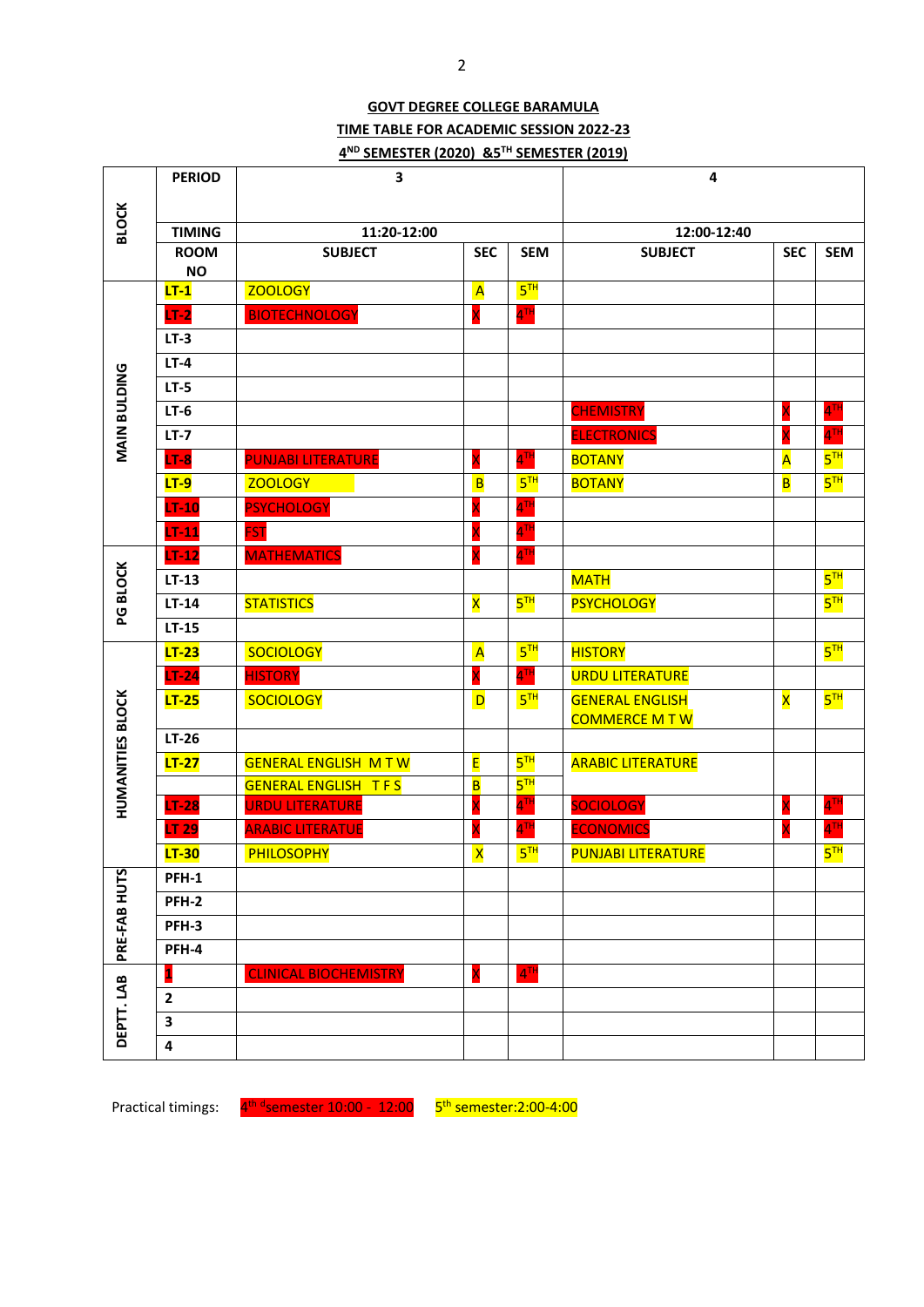**GOVT DEGREE COLLEGE BARAMULA**

**TIME TABLE FOR ACADEMIC SESSION 2022-23**

**4[ND] SEMESTER (2020) &5[TH] SEMESTER (2019)**

| BLOCK | PERIOD | 3 | | | 4 | | |
|---|---|---|---|---|---|---|---|
| | TIMING | 11:20-12:00 | | | 12:00-12:40 | | |
| | ROOM NO | SUBJECT | SEC | SEM | SUBJECT | SEC | SEM |
| MAIN BULDING | LT-1 | ZOOLOGY | A | 5TH | | | |
| | LT-2 | BIOTECHNOLOGY | X | 4TH | | | |
| | LT-3 | | | | | | |
| | LT-4 | | | | | | |
| | LT-5 | | | | | | |
| | LT-6 | | | | CHEMISTRY | X | 4TH |
| | LT-7 | | | | ELECTRONICS | X | 4TH |
| | LT-8 | PUNJABI LITERATURE | X | 4TH | BOTANY | A | 5TH |
| | LT-9 | ZOOLOGY | B | 5TH | BOTANY | B | 5TH |
| | LT-10 | PSYCHOLOGY | X | 4TH | | | |
| | LT-11 | FST | X | 4TH | | | |
| PG BLOCK | LT-12 | MATHEMATICS | X | 4TH | | | |
| | LT-13 | | | | MATH | | 5TH |
| | LT-14 | STATISTICS | X | 5TH | PSYCHOLOGY | | 5TH |
| | LT-15 | | | | | | |
| HUMANITIES BLOCK | LT-23 | SOCIOLOGY | A | 5TH | HISTORY | | 5TH |
| | LT-24 | HISTORY | X | 4TH | URDU LITERATURE | | |
| | LT-25 | SOCIOLOGY | D | 5TH | GENERAL ENGLISH COMMERCE M T W | X | 5TH |
| | LT-26 | | | | | | |
| | LT-27 | GENERAL ENGLISH M T W | E | 5TH | ARABIC LITERATURE | | |
| | | GENERAL ENGLISH T F S | B | 5TH | | | |
| | LT-28 | URDU LITERATURE | X | 4TH | SOCIOLOGY | X | 4TH |
| | LT 29 | ARABIC LITERATUE | X | 4TH | ECONOMICS | X | 4TH |
| | LT-30 | PHILOSOPHY | X | 5TH | PUNJABI LITERATURE | | 5TH |
| PRE-FAB HUTS | PFH-1 | | | | | | |
| | PFH-2 | | | | | | |
| | PFH-3 | | | | | | |
| | PFH-4 | | | | | | |
| DEPTT. LAB | 1 | CLINICAL BIOCHEMISTRY | X | 4TH | | | |
| | 2 | | | | | | |
| | 3 | | | | | | |
| | 4 | | | | | | |

Practical timings: 4[th d]semester 10:00 - 12:00 5[th] semester:2:00-4:00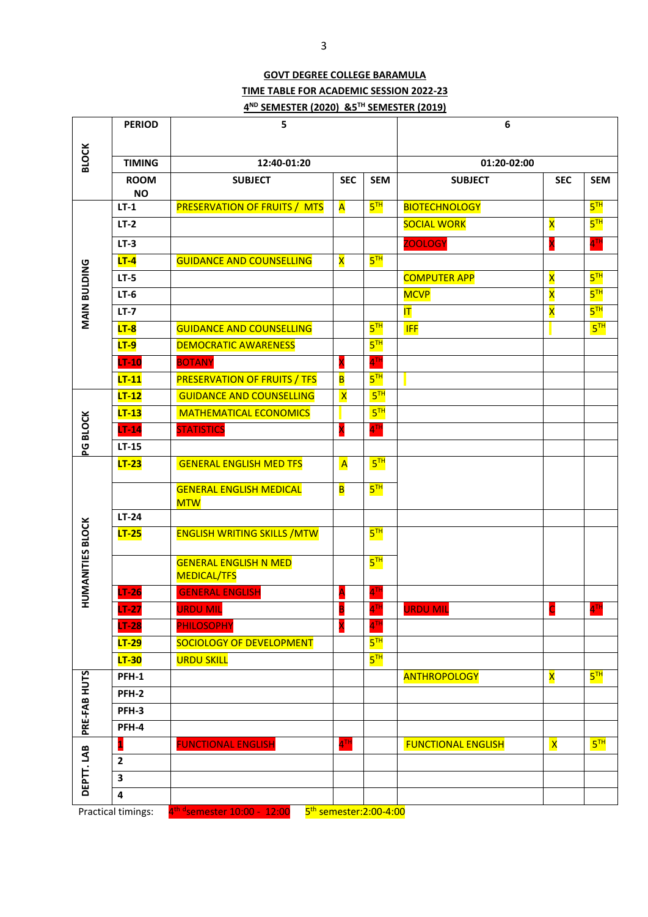**GOVT DEGREE COLLEGE BARAMULA**

**TIME TABLE FOR ACADEMIC SESSION 2022-23**

**4ND SEMESTER (2020) &5TH SEMESTER (2019)**

| BLOCK | PERIOD | 5 | | | 6 | | |
|---|---|---|---|---|---|---|---|
| | TIMING | 12:40-01:20 | | | 01:20-02:00 | | |
| | ROOM NO | SUBJECT | SEC | SEM | SUBJECT | SEC | SEM |
| MAIN BULDING | LT-1 | PRESERVATION OF FRUITS / MTS | A | 5TH | BIOTECHNOLOGY | | 5TH |
| | LT-2 | | | | SOCIAL WORK | X | 5TH |
| | LT-3 | | | | ZOOLOGY | X | 4TH |
| | LT-4 | GUIDANCE AND COUNSELLING | X | 5TH | | | |
| | LT-5 | | | | COMPUTER APP | X | 5TH |
| | LT-6 | | | | MCVP | X | 5TH |
| | LT-7 | | | | IT | X | 5TH |
| | LT-8 | GUIDANCE AND COUNSELLING | | 5TH | IFF | | 5TH |
| | LT-9 | DEMOCRATIC AWARENESS | | 5TH | | | |
| | LT-10 | BOTANY | X | 4TH | | | |
| | LT-11 | PRESERVATION OF FRUITS / TFS | B | 5TH | | | |
| PG BLOCK | LT-12 | GUIDANCE AND COUNSELLING | X | 5TH | | | |
| | LT-13 | MATHEMATICAL ECONOMICS | | 5TH | | | |
| | LT-14 | STATISTICS | X | 4TH | | | |
| | LT-15 | | | | | | |
| HUMANITIES BLOCK | LT-23 | GENERAL ENGLISH MED TFS | A | 5TH | | | |
| | | GENERAL ENGLISH MEDICAL MTW | B | 5TH | | | |
| | LT-24 | | | | | | |
| | LT-25 | ENGLISH WRITING SKILLS /MTW | | 5TH | | | |
| | | GENERAL ENGLISH N MED MEDICAL/TFS | | 5TH | | | |
| | LT-26 | GENERAL ENGLISH | A | 4TH | | | |
| | LT-27 | URDU MIL | B | 4TH | URDU MIL | C | 4TH |
| | LT-28 | PHILOSOPHY | X | 4TH | | | |
| | LT-29 | SOCIOLOGY OF DEVELOPMENT | | 5TH | | | |
| | LT-30 | URDU SKILL | | 5TH | | | |
| PRE-FAB HUTS | PFH-1 | | | | ANTHROPOLOGY | X | 5TH |
| | PFH-2 | | | | | | |
| | PFH-3 | | | | | | |
| | PFH-4 | | | | | | |
| DEPTT. LAB | 1 | FUNCTIONAL ENGLISH | 4TH | | FUNCTIONAL ENGLISH | X | 5TH |
| | 2 | | | | | | |
| | 3 | | | | | | |
| | 4 | | | | | | |

Practical timings: 4th dsemester 10:00 - 12:00 5th semester:2:00-4:00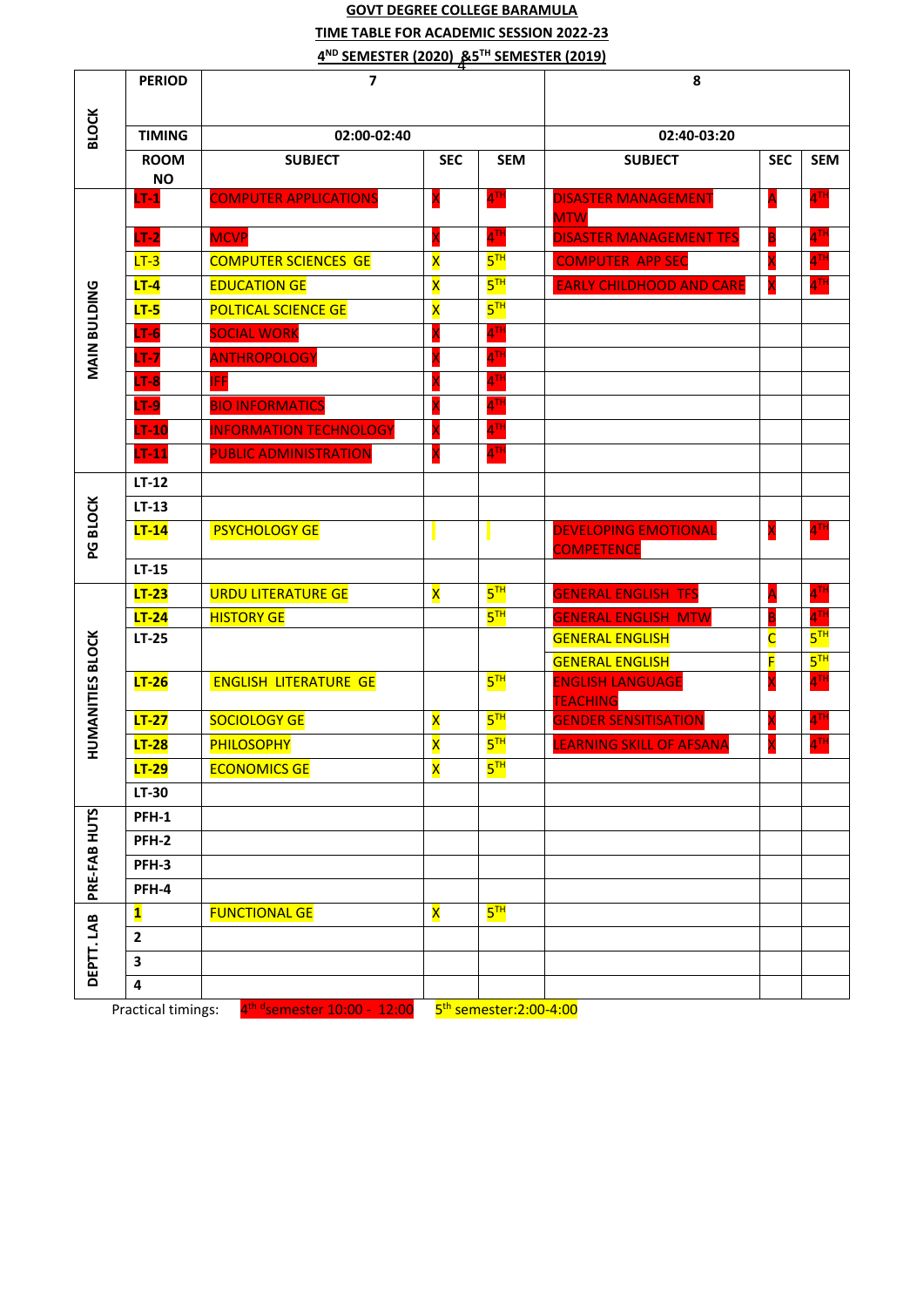**GOVT DEGREE COLLEGE BARAMULA**

**TIME TABLE FOR ACADEMIC SESSION 2022-23**

**4[ND] SEMESTER (2020) &5[TH] SEMESTER (2019)**

| BLOCK | PERIOD | 7 | | | 8 | | |
|---|---|---|---|---|---|---|---|
| | TIMING | 02:00-02:40 | | | 02:40-03:20 | | |
| | ROOM NO | SUBJECT | SEC | SEM | SUBJECT | SEC | SEM |
| MAIN BULDING | LT-1 | COMPUTER APPLICATIONS | X | 4TH | DISASTER MANAGEMENT MTW | A | 4TH |
| | LT-2 | MCVP | X | 4TH | DISASTER MANAGEMENT TFS | B | 4TH |
| | LT-3 | COMPUTER SCIENCES GE | X | 5TH | COMPUTER APP SEC | X | 4TH |
| | LT-4 | EDUCATION GE | X | 5TH | EARLY CHILDHOOD AND CARE | X | 4TH |
| | LT-5 | POLTICAL SCIENCE GE | X | 5TH | | | |
| | LT-6 | SOCIAL WORK | X | 4TH | | | |
| | LT-7 | ANTHROPOLOGY | X | 4TH | | | |
| | LT-8 | IFF | X | 4TH | | | |
| | LT-9 | BIO INFORMATICS | X | 4TH | | | |
| | LT-10 | INFORMATION TECHNOLOGY | X | 4TH | | | |
| | LT-11 | PUBLIC ADMINISTRATION | X | 4TH | | | |
| PG BLOCK | LT-12 | | | | | | |
| | LT-13 | | | | | | |
| | LT-14 | PSYCHOLOGY GE | | | DEVELOPING EMOTIONAL COMPETENCE | X | 4TH |
| | LT-15 | | | | | | |
| HUMANITIES BLOCK | LT-23 | URDU LITERATURE GE | X | 5TH | GENERAL ENGLISH TFS | A | 4TH |
| | LT-24 | HISTORY GE | | 5TH | GENERAL ENGLISH MTW | B | 4TH |
| | LT-25 | | | | GENERAL ENGLISH | C | 5TH |
| | | | | | GENERAL ENGLISH | F | 5TH |
| | LT-26 | ENGLISH LITERATURE GE | | 5TH | ENGLISH LANGUAGE TEACHING | X | 4TH |
| | LT-27 | SOCIOLOGY GE | X | 5TH | GENDER SENSITISATION | X | 4TH |
| | LT-28 | PHILOSOPHY | X | 5TH | LEARNING SKILL OF AFSANA | X | 4TH |
| | LT-29 | ECONOMICS GE | X | 5TH | | | |
| | LT-30 | | | | | | |
| PRE-FAB HUTS | PFH-1 | | | | | | |
| | PFH-2 | | | | | | |
| | PFH-3 | | | | | | |
| | PFH-4 | | | | | | |
| DEPTT. LAB | 1 | FUNCTIONAL GE | X | 5TH | | | |
| | 2 | | | | | | |
| | 3 | | | | | | |
| | 4 | | | | | | |

Practical timings: 4th dsemester 10:00 - 12:00 5th semester:2:00-4:00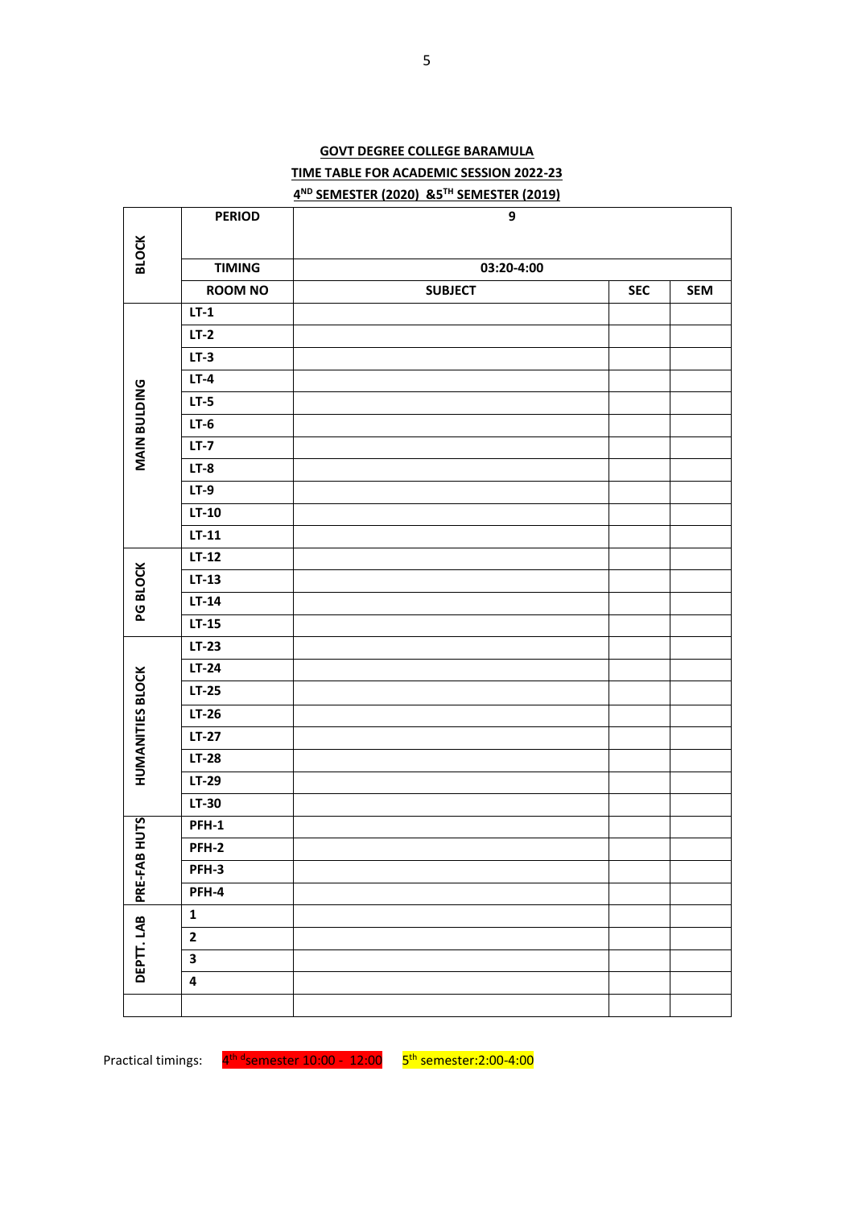**GOVT DEGREE COLLEGE BARAMULA**

**TIME TABLE FOR ACADEMIC SESSION 2022-23**

**4[ND] SEMESTER (2020) &5[TH] SEMESTER (2019)**

| BLOCK | PERIOD | 9 | | |
|---|---|---|---|---|
| | TIMING | 03:20-4:00 | | |
| | ROOM NO | SUBJECT | SEC | SEM |
| MAIN BULDING | LT-1 | | | |
| | LT-2 | | | |
| | LT-3 | | | |
| | LT-4 | | | |
| | LT-5 | | | |
| | LT-6 | | | |
| | LT-7 | | | |
| | LT-8 | | | |
| | LT-9 | | | |
| | LT-10 | | | |
| | LT-11 | | | |
| PG BLOCK | LT-12 | | | |
| | LT-13 | | | |
| | LT-14 | | | |
| | LT-15 | | | |
| HUMANITIES BLOCK | LT-23 | | | |
| | LT-24 | | | |
| | LT-25 | | | |
| | LT-26 | | | |
| | LT-27 | | | |
| | LT-28 | | | |
| | LT-29 | | | |
| | LT-30 | | | |
| PRE-FAB HUTS | PFH-1 | | | |
| | PFH-2 | | | |
| | PFH-3 | | | |
| | PFH-4 | | | |
| DEPTT. LAB | 1 | | | |
| | 2 | | | |
| | 3 | | | |
| | 4 | | | |
| | | | | |

Practical timings: 4[th d]semester 10:00 - 12:00 5[th] semester:2:00-4:00